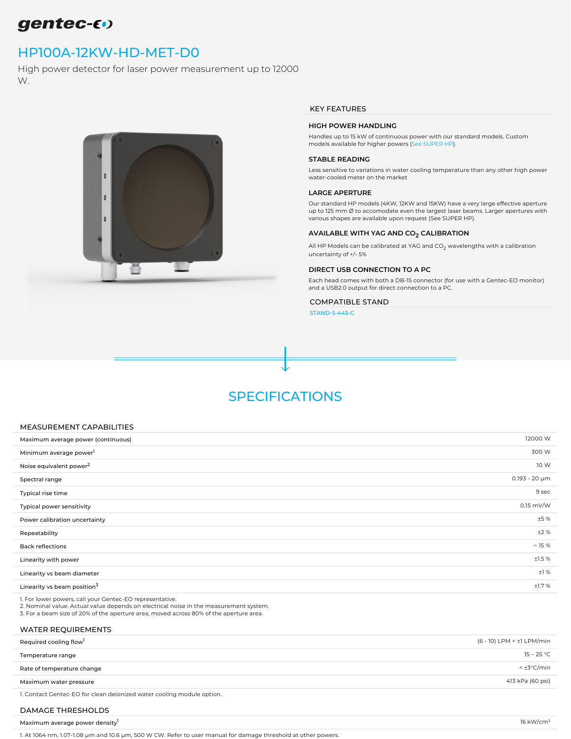gentec-eo

# HP100A-12KW-HD-MET-D0

High power detector for laser power measurement up to 12000 W.

## KEY FEATURES

### HIGH POWER HANDLING

Handles up to 15 kW of continuous power with our standard models. Custom models available for higher powers (See SUPER HP).

### STABLE READING

Less sensitive to variations in water cooling temperature than any other high power water-cooled meter on the market

### LARGE APERTURE

Our standard HP models (4KW, 12KW and 15KW) have a very large effective aperture up to 125 mm Ø to accomodate even the largest laser beams. Larger apertures with various shapes are available upon request (See SUPER HP).

### AVAILABLE WITH YAG AND $CO_2$ CALIBRATION

All HP Models can be calibrated at YAG and $CO_2$ wavelengths with a calibration uncertainty of +/- 5%

### DIRECT USB CONNECTION TO A PC

Each head comes with both a DB-15 connector (for use with a Gentec-EO monitor) and a USB2.0 output for direct connection to a PC.

## COMPATIBLE STAND

STAND-S-443-C

# SPECIFICATIONS

## MEASUREMENT CAPABILITIES

| Parameter | Value |
|---|---|
| Maximum average power (continuous) | 12000 W |
| Minimum average power[1] | 300 W |
| Noise equivalent power[2] | 10 W |
| Spectral range | 0.193 - 20 μm |
| Typical rise time | 9 sec |
| Typical power sensitivity | 0.15 mV/W |
| Power calibration uncertainty | ±5 % |
| Repeatability | ±2 % |
| Back reflections | ~ 15 % |
| Linearity with power | ±1.5 % |
| Linearity vs beam diameter | ±1 % |
| Linearity vs beam position[3] | ±1.7 % |

1. For lower powers, call your Gentec-EO representative.
2. Nominal value. Actual value depends on electrical noise in the measurement system.
3. For a beam size of 20% of the aperture area, moved across 80% of the aperture area.

## WATER REQUIREMENTS

| Parameter | Value |
|---|---|
| Required cooling flow[1] | (6 - 10) LPM < ±1 LPM/min |
| Temperature range | 15 – 25 °C |
| Rate of temperature change | < ±3°C/min |
| Maximum water pressure | 413 kPa (60 psi) |

1. Contact Gentec-EO for clean deionized water cooling module option.

## DAMAGE THRESHOLDS

| Parameter | Value |
|---|---|
| Maximum average power density[1] | 16 kW/cm² |

1. At 1064 nm, 1.07-1.08 μm and 10.6 μm, 500 W CW. Refer to user manual for damage threshold at other powers.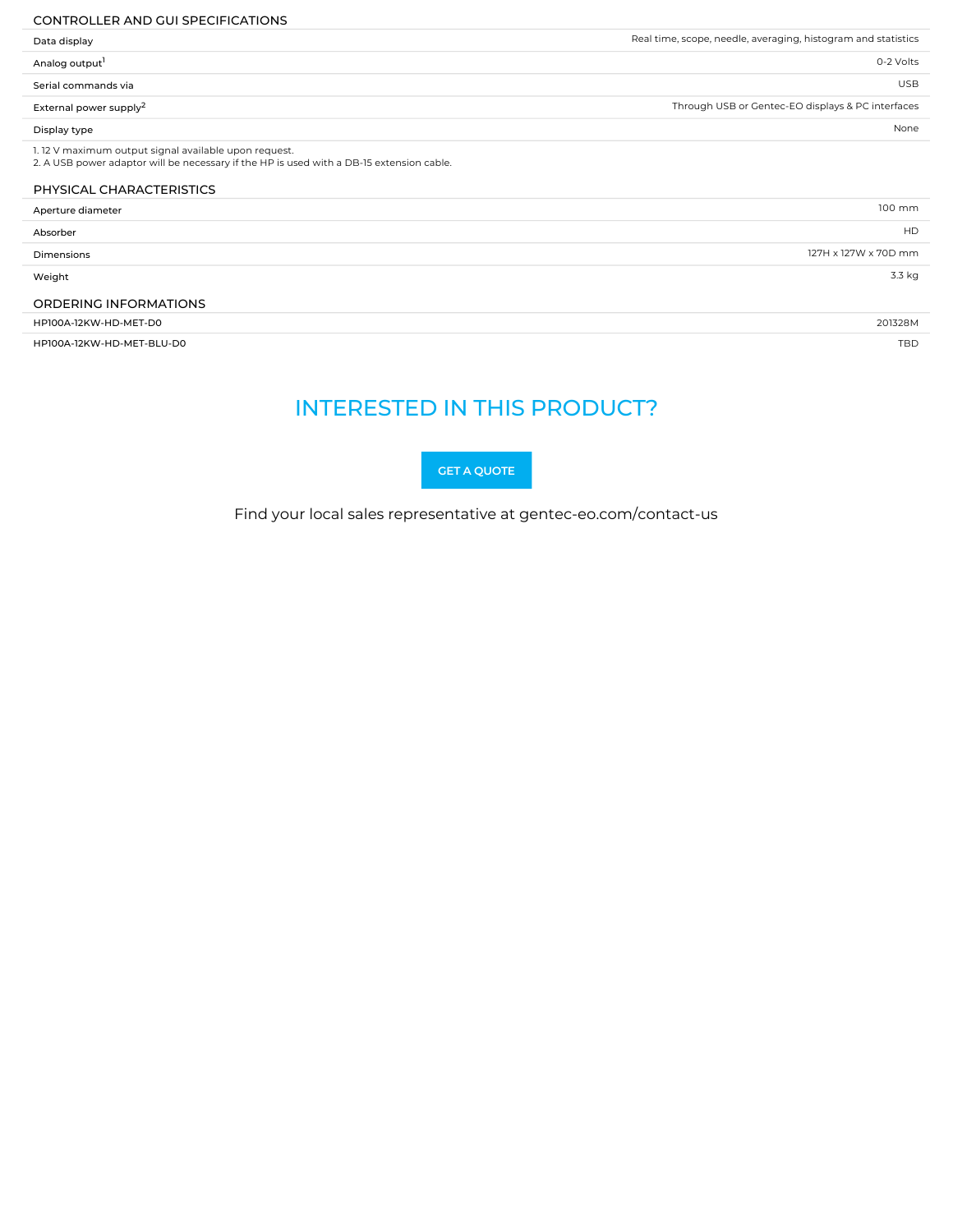## CONTROLLER AND GUI SPECIFICATIONS

| | |
|---|---|
| Data display | Real time, scope, needle, averaging, histogram and statistics |
| Analog output[1] | 0-2 Volts |
| Serial commands via | USB |
| External power supply[2] | Through USB or Gentec-EO displays & PC interfaces |
| Display type | None |

1. 12 V maximum output signal available upon request.
2. A USB power adaptor will be necessary if the HP is used with a DB-15 extension cable.

## PHYSICAL CHARACTERISTICS

| | |
|---|---|
| Aperture diameter | 100 mm |
| Absorber | HD |
| Dimensions | 127H x 127W x 70D mm |
| Weight | 3.3 kg |

## ORDERING INFORMATIONS

| | |
|---|---|
| HP100A-12KW-HD-MET-D0 | 201328M |
| HP100A-12KW-HD-MET-BLU-D0 | TBD |

## INTERESTED IN THIS PRODUCT?

GET A QUOTE

Find your local sales representative at gentec-eo.com/contact-us